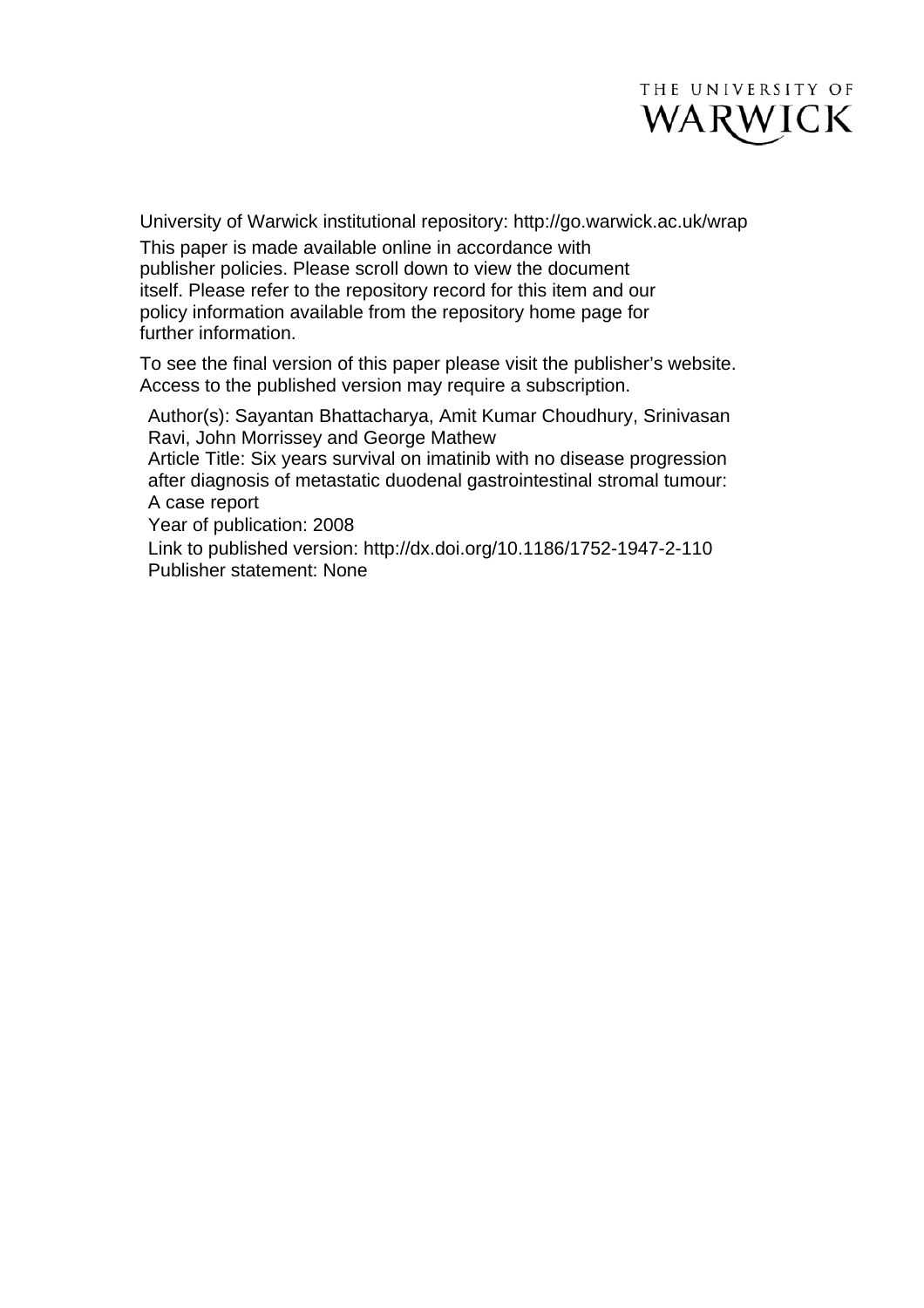THE UNIVERSITY OF WARWICK

University of Warwick institutional repository: http://go.warwick.ac.uk/wrap

This paper is made available online in accordance with publisher policies. Please scroll down to view the document itself. Please refer to the repository record for this item and our policy information available from the repository home page for further information.

To see the final version of this paper please visit the publisher's website. Access to the published version may require a subscription.

Author(s): Sayantan Bhattacharya, Amit Kumar Choudhury, Srinivasan Ravi, John Morrissey and George Mathew

Article Title: Six years survival on imatinib with no disease progression after diagnosis of metastatic duodenal gastrointestinal stromal tumour: A case report

Year of publication: 2008

Link to published version: http://dx.doi.org/10.1186/1752-1947-2-110

Publisher statement: None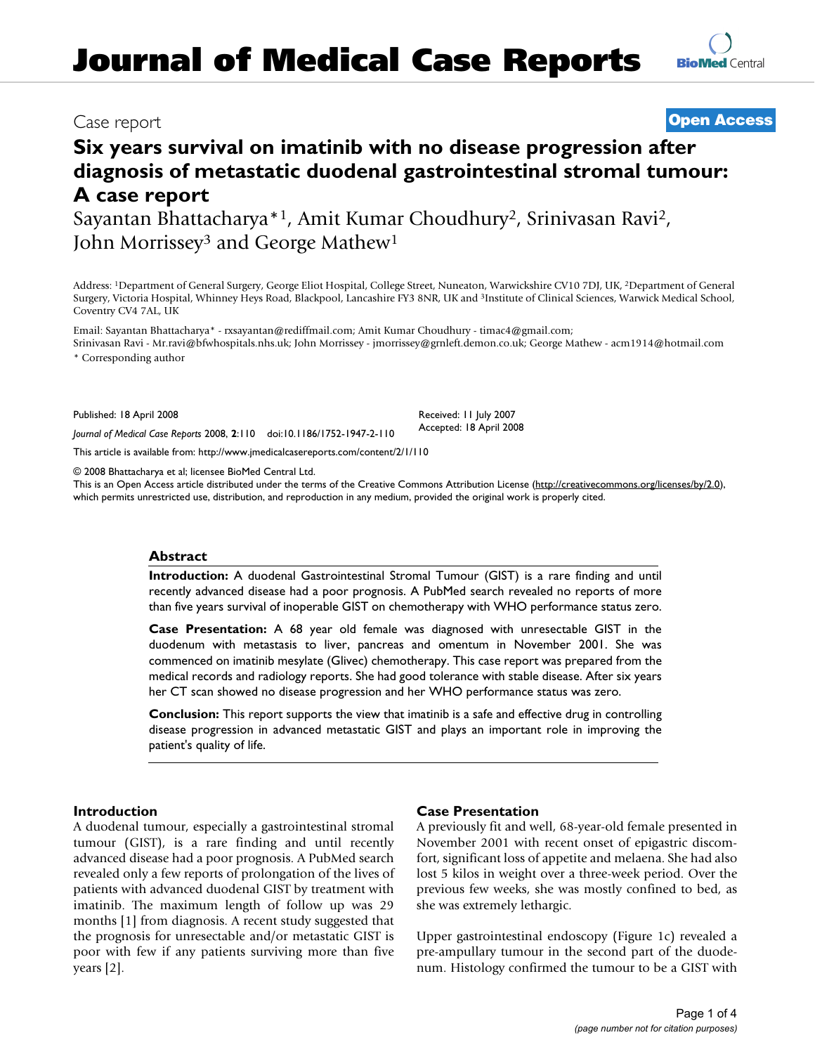# Journal of Medical Case Reports

Case report

**Open Access**

# Six years survival on imatinib with no disease progression after diagnosis of metastatic duodenal gastrointestinal stromal tumour: A case report

Sayantan Bhattacharya*[1], Amit Kumar Choudhury[2], Srinivasan Ravi[2], John Morrissey[3] and George Mathew[1]

Address: [1]Department of General Surgery, George Eliot Hospital, College Street, Nuneaton, Warwickshire CV10 7DJ, UK, [2]Department of General Surgery, Victoria Hospital, Whinney Heys Road, Blackpool, Lancashire FY3 8NR, UK and [3]Institute of Clinical Sciences, Warwick Medical School, Coventry CV4 7AL, UK

Email: Sayantan Bhattacharya* - rxsayantan@rediffmail.com; Amit Kumar Choudhury - timac4@gmail.com; Srinivasan Ravi - Mr.ravi@bfwhospitals.nhs.uk; John Morrissey - jmorrissey@grnleft.demon.co.uk; George Mathew - acm1914@hotmail.com

* Corresponding author

Published: 18 April 2008

*Journal of Medical Case Reports* 2008, **2**:110 doi:10.1186/1752-1947-2-110

Received: 11 July 2007
Accepted: 18 April 2008

This article is available from: http://www.jmedicalcasereports.com/content/2/1/110

© 2008 Bhattacharya et al; licensee BioMed Central Ltd.
This is an Open Access article distributed under the terms of the Creative Commons Attribution License (http://creativecommons.org/licenses/by/2.0), which permits unrestricted use, distribution, and reproduction in any medium, provided the original work is properly cited.

## Abstract

**Introduction:** A duodenal Gastrointestinal Stromal Tumour (GIST) is a rare finding and until recently advanced disease had a poor prognosis. A PubMed search revealed no reports of more than five years survival of inoperable GIST on chemotherapy with WHO performance status zero.

**Case Presentation:** A 68 year old female was diagnosed with unresectable GIST in the duodenum with metastasis to liver, pancreas and omentum in November 2001. She was commenced on imatinib mesylate (Glivec) chemotherapy. This case report was prepared from the medical records and radiology reports. She had good tolerance with stable disease. After six years her CT scan showed no disease progression and her WHO performance status was zero.

**Conclusion:** This report supports the view that imatinib is a safe and effective drug in controlling disease progression in advanced metastatic GIST and plays an important role in improving the patient's quality of life.

## Introduction

A duodenal tumour, especially a gastrointestinal stromal tumour (GIST), is a rare finding and until recently advanced disease had a poor prognosis. A PubMed search revealed only a few reports of prolongation of the lives of patients with advanced duodenal GIST by treatment with imatinib. The maximum length of follow up was 29 months [1] from diagnosis. A recent study suggested that the prognosis for unresectable and/or metastatic GIST is poor with few if any patients surviving more than five years [2].

## Case Presentation

A previously fit and well, 68-year-old female presented in November 2001 with recent onset of epigastric discomfort, significant loss of appetite and melaena. She had also lost 5 kilos in weight over a three-week period. Over the previous few weeks, she was mostly confined to bed, as she was extremely lethargic.

Upper gastrointestinal endoscopy (Figure 1c) revealed a pre-ampullary tumour in the second part of the duodenum. Histology confirmed the tumour to be a GIST with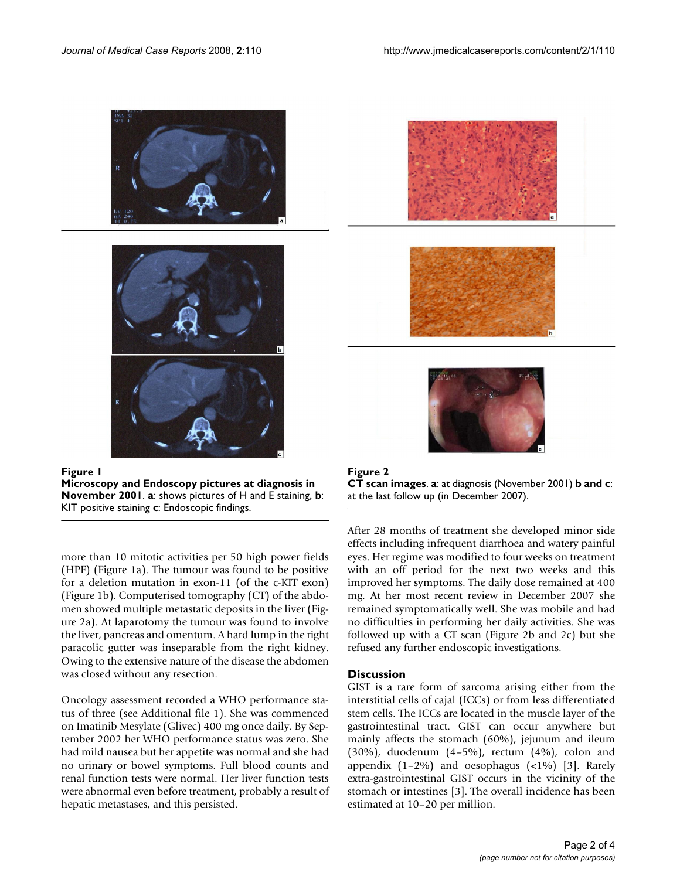**Figure 1**

**Microscopy and Endoscopy pictures at diagnosis in November 2001**. **a**: shows pictures of H and E staining, **b**: KIT positive staining **c**: Endoscopic findings.

**Figure 2**

**CT scan images**. **a**: at diagnosis (November 2001) **b and c**: at the last follow up (in December 2007).

more than 10 mitotic activities per 50 high power fields (HPF) (Figure 1a). The tumour was found to be positive for a deletion mutation in exon-11 (of the c-KIT exon) (Figure 1b). Computerised tomography (CT) of the abdomen showed multiple metastatic deposits in the liver (Figure 2a). At laparotomy the tumour was found to involve the liver, pancreas and omentum. A hard lump in the right paracolic gutter was inseparable from the right kidney. Owing to the extensive nature of the disease the abdomen was closed without any resection.

Oncology assessment recorded a WHO performance status of three (see Additional file 1). She was commenced on Imatinib Mesylate (Glivec) 400 mg once daily. By September 2002 her WHO performance status was zero. She had mild nausea but her appetite was normal and she had no urinary or bowel symptoms. Full blood counts and renal function tests were normal. Her liver function tests were abnormal even before treatment, probably a result of hepatic metastases, and this persisted.

After 28 months of treatment she developed minor side effects including infrequent diarrhoea and watery painful eyes. Her regime was modified to four weeks on treatment with an off period for the next two weeks and this improved her symptoms. The daily dose remained at 400 mg. At her most recent review in December 2007 she remained symptomatically well. She was mobile and had no difficulties in performing her daily activities. She was followed up with a CT scan (Figure 2b and 2c) but she refused any further endoscopic investigations.

## Discussion

GIST is a rare form of sarcoma arising either from the interstitial cells of cajal (ICCs) or from less differentiated stem cells. The ICCs are located in the muscle layer of the gastrointestinal tract. GIST can occur anywhere but mainly affects the stomach (60%), jejunum and ileum (30%), duodenum (4–5%), rectum (4%), colon and appendix (1–2%) and oesophagus (<1%) [3]. Rarely extra-gastrointestinal GIST occurs in the vicinity of the stomach or intestines [3]. The overall incidence has been estimated at 10–20 per million.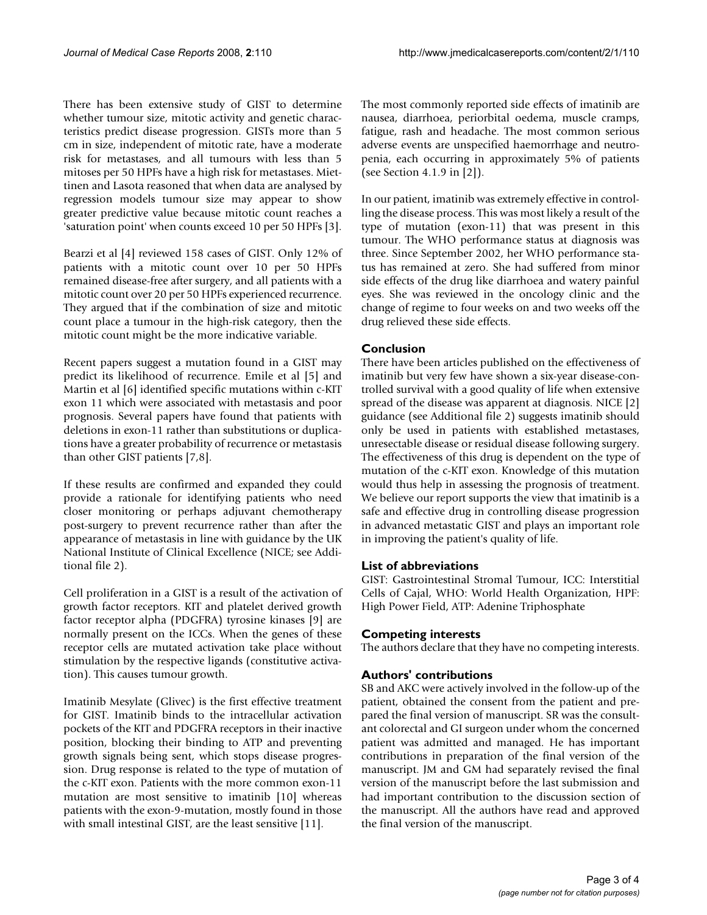There has been extensive study of GIST to determine whether tumour size, mitotic activity and genetic characteristics predict disease progression. GISTs more than 5 cm in size, independent of mitotic rate, have a moderate risk for metastases, and all tumours with less than 5 mitoses per 50 HPFs have a high risk for metastases. Miettinen and Lasota reasoned that when data are analysed by regression models tumour size may appear to show greater predictive value because mitotic count reaches a 'saturation point' when counts exceed 10 per 50 HPFs [3].

Bearzi et al [4] reviewed 158 cases of GIST. Only 12% of patients with a mitotic count over 10 per 50 HPFs remained disease-free after surgery, and all patients with a mitotic count over 20 per 50 HPFs experienced recurrence. They argued that if the combination of size and mitotic count place a tumour in the high-risk category, then the mitotic count might be the more indicative variable.

Recent papers suggest a mutation found in a GIST may predict its likelihood of recurrence. Emile et al [5] and Martin et al [6] identified specific mutations within c-KIT exon 11 which were associated with metastasis and poor prognosis. Several papers have found that patients with deletions in exon-11 rather than substitutions or duplications have a greater probability of recurrence or metastasis than other GIST patients [7,8].

If these results are confirmed and expanded they could provide a rationale for identifying patients who need closer monitoring or perhaps adjuvant chemotherapy post-surgery to prevent recurrence rather than after the appearance of metastasis in line with guidance by the UK National Institute of Clinical Excellence (NICE; see Additional file 2).

Cell proliferation in a GIST is a result of the activation of growth factor receptors. KIT and platelet derived growth factor receptor alpha (PDGFRA) tyrosine kinases [9] are normally present on the ICCs. When the genes of these receptor cells are mutated activation take place without stimulation by the respective ligands (constitutive activation). This causes tumour growth.

Imatinib Mesylate (Glivec) is the first effective treatment for GIST. Imatinib binds to the intracellular activation pockets of the KIT and PDGFRA receptors in their inactive position, blocking their binding to ATP and preventing growth signals being sent, which stops disease progression. Drug response is related to the type of mutation of the c-KIT exon. Patients with the more common exon-11 mutation are most sensitive to imatinib [10] whereas patients with the exon-9-mutation, mostly found in those with small intestinal GIST, are the least sensitive [11].

The most commonly reported side effects of imatinib are nausea, diarrhoea, periorbital oedema, muscle cramps, fatigue, rash and headache. The most common serious adverse events are unspecified haemorrhage and neutropenia, each occurring in approximately 5% of patients (see Section 4.1.9 in [2]).

In our patient, imatinib was extremely effective in controlling the disease process. This was most likely a result of the type of mutation (exon-11) that was present in this tumour. The WHO performance status at diagnosis was three. Since September 2002, her WHO performance status has remained at zero. She had suffered from minor side effects of the drug like diarrhoea and watery painful eyes. She was reviewed in the oncology clinic and the change of regime to four weeks on and two weeks off the drug relieved these side effects.

## Conclusion

There have been articles published on the effectiveness of imatinib but very few have shown a six-year disease-controlled survival with a good quality of life when extensive spread of the disease was apparent at diagnosis. NICE [2] guidance (see Additional file 2) suggests imatinib should only be used in patients with established metastases, unresectable disease or residual disease following surgery. The effectiveness of this drug is dependent on the type of mutation of the c-KIT exon. Knowledge of this mutation would thus help in assessing the prognosis of treatment. We believe our report supports the view that imatinib is a safe and effective drug in controlling disease progression in advanced metastatic GIST and plays an important role in improving the patient's quality of life.

## List of abbreviations

GIST: Gastrointestinal Stromal Tumour, ICC: Interstitial Cells of Cajal, WHO: World Health Organization, HPF: High Power Field, ATP: Adenine Triphosphate

## Competing interests

The authors declare that they have no competing interests.

## Authors' contributions

SB and AKC were actively involved in the follow-up of the patient, obtained the consent from the patient and prepared the final version of manuscript. SR was the consultant colorectal and GI surgeon under whom the concerned patient was admitted and managed. He has important contributions in preparation of the final version of the manuscript. JM and GM had separately revised the final version of the manuscript before the last submission and had important contribution to the discussion section of the manuscript. All the authors have read and approved the final version of the manuscript.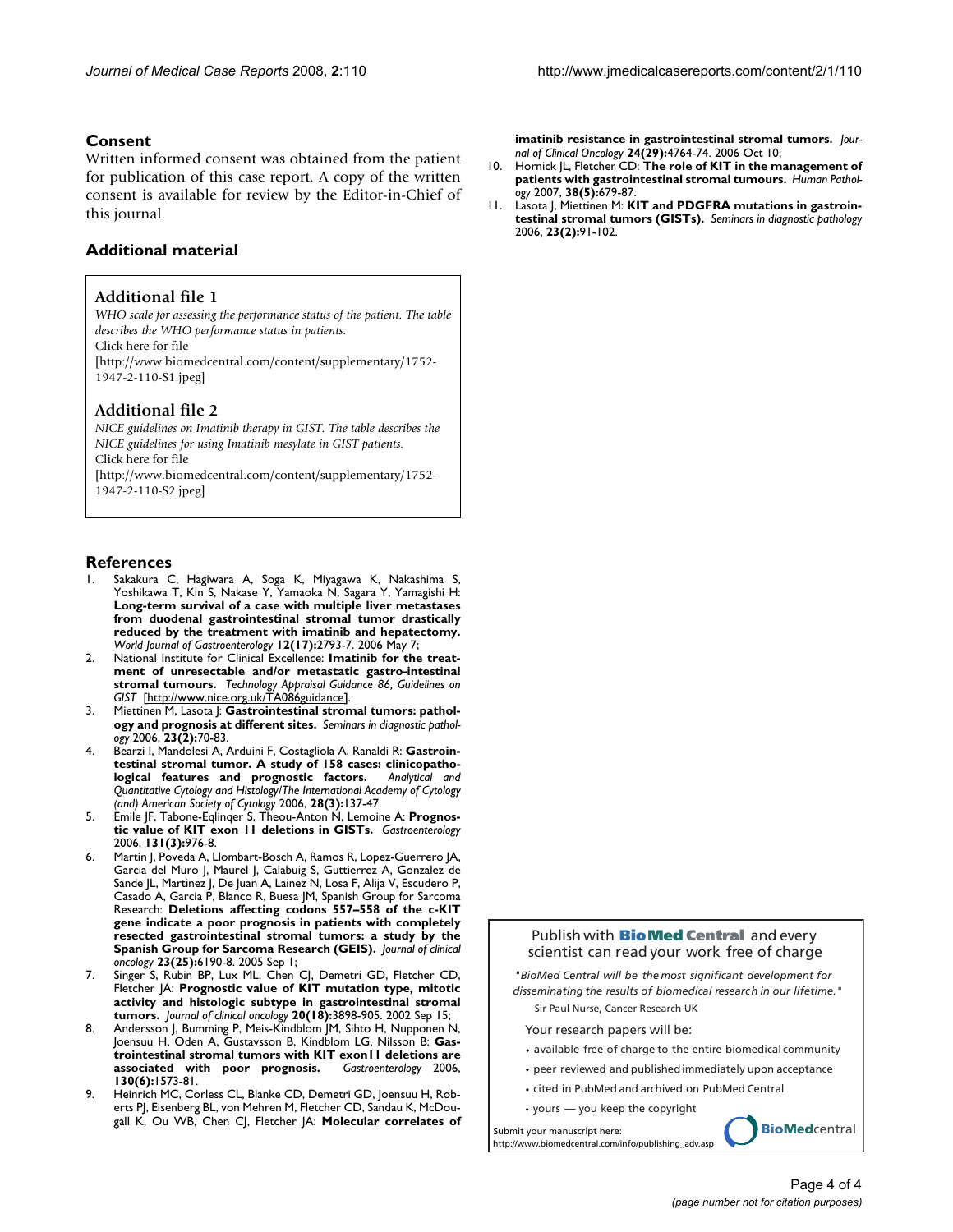## Consent

Written informed consent was obtained from the patient for publication of this case report. A copy of the written consent is available for review by the Editor-in-Chief of this journal.

## Additional material

### Additional file 1

*WHO scale for assessing the performance status of the patient. The table describes the WHO performance status in patients.*
Click here for file
[http://www.biomedcentral.com/content/supplementary/1752-1947-2-110-S1.jpeg]

### Additional file 2

*NICE guidelines on Imatinib therapy in GIST. The table describes the NICE guidelines for using Imatinib mesylate in GIST patients.*
Click here for file
[http://www.biomedcentral.com/content/supplementary/1752-1947-2-110-S2.jpeg]

## References

1. Sakakura C, Hagiwara A, Soga K, Miyagawa K, Nakashima S, Yoshikawa T, Kin S, Nakase Y, Yamaoka N, Sagara Y, Yamagishi H: **Long-term survival of a case with multiple liver metastases from duodenal gastrointestinal stromal tumor drastically reduced by the treatment with imatinib and hepatectomy.** *World Journal of Gastroenterology* **12(17):**2793-7. 2006 May 7;
2. National Institute for Clinical Excellence: **Imatinib for the treatment of unresectable and/or metastatic gastro-intestinal stromal tumours.** *Technology Appraisal Guidance 86, Guidelines on GIST* [http://www.nice.org.uk/TA086guidance].
3. Miettinen M, Lasota J: **Gastrointestinal stromal tumors: pathology and prognosis at different sites.** *Seminars in diagnostic pathology* 2006, **23(2):**70-83.
4. Bearzi I, Mandolesi A, Arduini F, Costagliola A, Ranaldi R: **Gastrointestinal stromal tumor. A study of 158 cases: clinicopathological features and prognostic factors.** *Analytical and Quantitative Cytology and Histology/The International Academy of Cytology (and) American Society of Cytology* 2006, **28(3):**137-47.
5. Emile JF, Tabone-Eqlinqer S, Theou-Anton N, Lemoine A: **Prognostic value of KIT exon 11 deletions in GISTs.** *Gastroenterology* 2006, **131(3):**976-8.
6. Martin J, Poveda A, Llombart-Bosch A, Ramos R, Lopez-Guerrero JA, Garcia del Muro J, Maurel J, Calabuig S, Guttierrez A, Gonzalez de Sande JL, Martinez J, De Juan A, Lainez N, Losa F, Alija V, Escudero P, Casado A, Garcia P, Blanco R, Buesa JM, Spanish Group for Sarcoma Research: **Deletions affecting codons 557–558 of the c-KIT gene indicate a poor prognosis in patients with completely resected gastrointestinal stromal tumors: a study by the Spanish Group for Sarcoma Research (GEIS).** *Journal of clinical oncology* **23(25):**6190-8. 2005 Sep 1;
7. Singer S, Rubin BP, Lux ML, Chen CJ, Demetri GD, Fletcher CD, Fletcher JA: **Prognostic value of KIT mutation type, mitotic activity and histologic subtype in gastrointestinal stromal tumors.** *Journal of clinical oncology* **20(18):**3898-905. 2002 Sep 15;
8. Andersson J, Bumming P, Meis-Kindblom JM, Sihto H, Nupponen N, Joensuu H, Oden A, Gustavsson B, Kindblom LG, Nilsson B: **Gastrointestinal stromal tumors with KIT exon11 deletions are associated with poor prognosis.** *Gastroenterology* 2006, **130(6):**1573-81.
9. Heinrich MC, Corless CL, Blanke CD, Demetri GD, Joensuu H, Roberts PJ, Eisenberg BL, von Mehren M, Fletcher CD, Sandau K, McDougall K, Ou WB, Chen CJ, Fletcher JA: **Molecular correlates of imatinib resistance in gastrointestinal stromal tumors.** *Journal of Clinical Oncology* **24(29):**4764-74. 2006 Oct 10;
10. Hornick JL, Fletcher CD: **The role of KIT in the management of patients with gastrointestinal stromal tumours.** *Human Pathology* 2007, **38(5):**679-87.
11. Lasota J, Miettinen M: **KIT and PDGFRA mutations in gastrointestinal stromal tumors (GISTs).** *Seminars in diagnostic pathology* 2006, **23(2):**91-102.

Publish with **BioMed Central** and every scientist can read your work free of charge

*"BioMed Central will be the most significant development for disseminating the results of biomedical research in our lifetime."*
Sir Paul Nurse, Cancer Research UK

Your research papers will be:

- available free of charge to the entire biomedical community
- peer reviewed and published immediately upon acceptance
- cited in PubMed and archived on PubMed Central
- yours — you keep the copyright

Submit your manuscript here:
http://www.biomedcentral.com/info/publishing_adv.asp

BioMedcentral